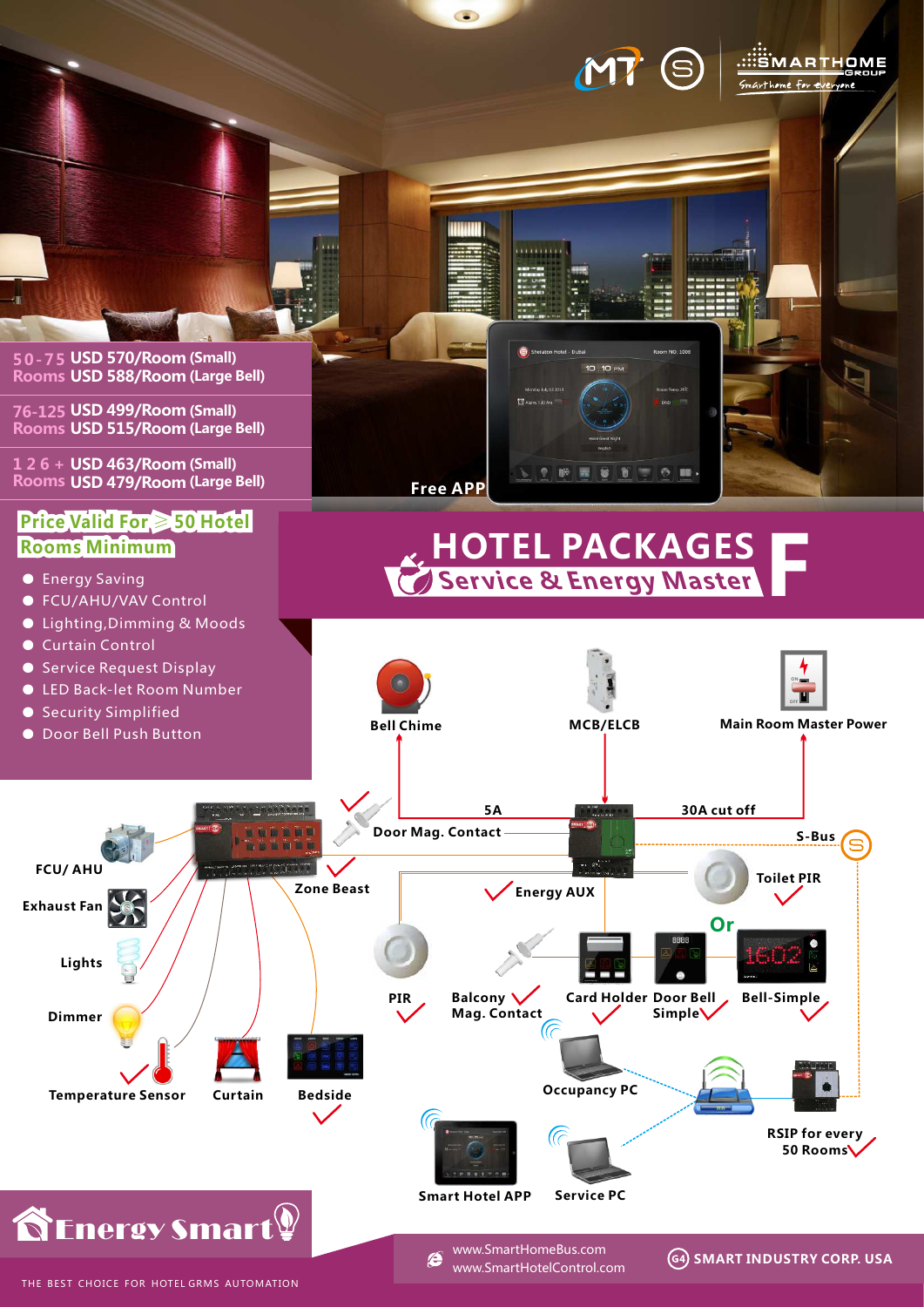# HOTEL PACKAGES F

## Service & Energy Master

| Rooms | Price |
|---|---|
| 50-75 Rooms | USD 570/Room (Small)<br>USD 588/Room (Large Bell) |
| 76-125 Rooms | USD 499/Room (Small)<br>USD 515/Room (Large Bell) |
| 126 + Rooms | USD 463/Room (Small)<br>USD 479/Room (Large Bell) |

**Price Valid For ≥ 50 Hotel Rooms Minimum**

- Energy Saving
- FCU/AHU/VAV Control
- Lighting,Dimming & Moods
- Curtain Control
- Service Request Display
- LED Back-let Room Number
- Security Simplified
- Door Bell Push Button

Free APP

Bell Chime

MCB/ELCB

Main Room Master Power

5A

30A cut off

Door Mag. Contact

S-Bus

FCU/ AHU

Zone Beast

Toilet PIR

Exhaust Fan

Energy AUX

Or

Lights

PIR

Balcony Mag. Contact

Card Holder

Door Bell Simple

Bell-Simple

Dimmer

Occupancy PC

Temperature Sensor

Curtain

Bedside

RSIP for every 50 Rooms

Smart Hotel APP

Service PC

Energy Smart

THE BEST CHOICE FOR HOTEL GRMS AUTOMATION

www.SmartHomeBus.com
www.SmartHotelControl.com

SMART INDUSTRY CORP. USA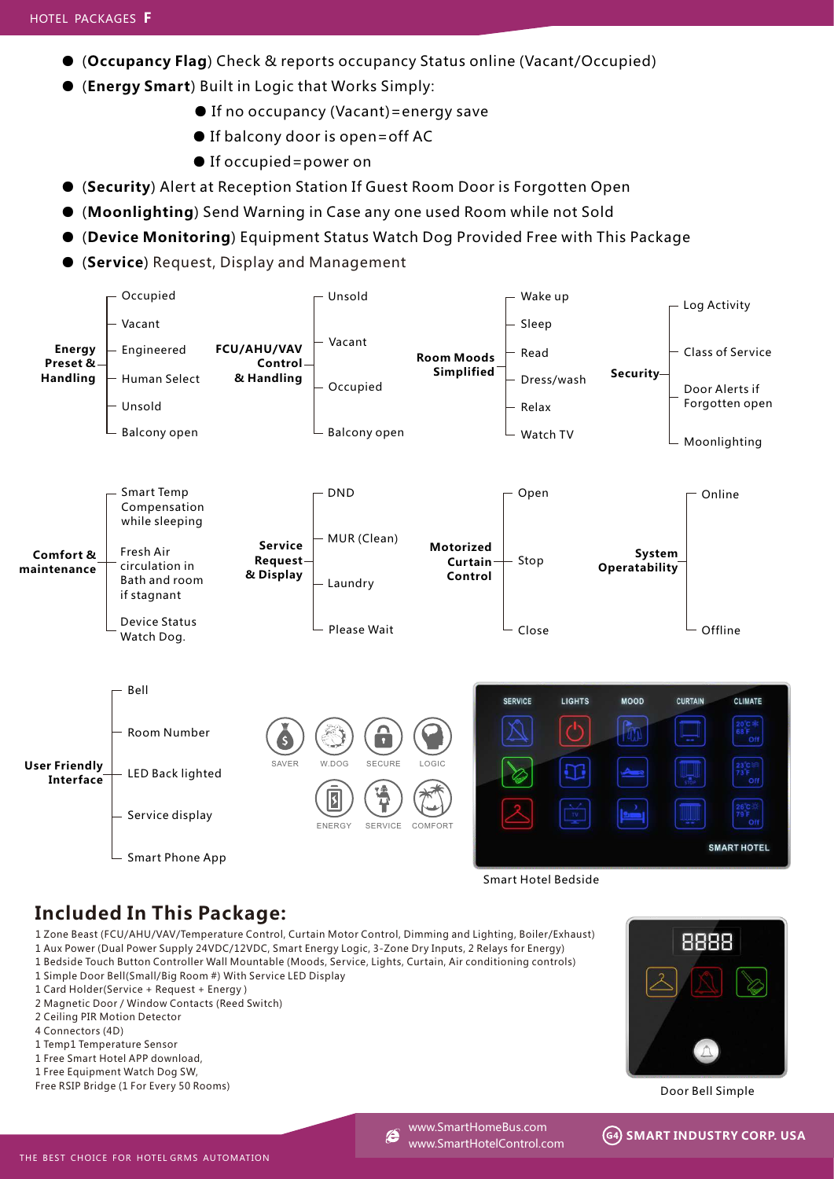- (**Occupancy Flag**) Check & reports occupancy Status online (Vacant/Occupied)
- (**Energy Smart**) Built in Logic that Works Simply:
  - If no occupancy (Vacant)=energy save
  - If balcony door is open=off AC
  - If occupied=power on
- (**Security**) Alert at Reception Station If Guest Room Door is Forgotten Open
- (**Moonlighting**) Send Warning in Case any one used Room while not Sold
- (**Device Monitoring**) Equipment Status Watch Dog Provided Free with This Package
- (**Service**) Request, Display and Management

**Energy Preset & Handling**
- Occupied
- Vacant
- Engineered
- Human Select
- Unsold
- Balcony open

**FCU/AHU/VAV Control & Handling**
- Unsold
- Vacant
- Occupied
- Balcony open

**Room Moods Simplified**
- Wake up
- Sleep
- Read
- Dress/wash
- Relax
- Watch TV

**Security**
- Log Activity
- Class of Service
- Door Alerts if Forgotten open
- Moonlighting

**Comfort & maintenance**
- Smart Temp Compensation while sleeping
- Fresh Air circulation in Bath and room if stagnant
- Device Status Watch Dog.

**Service Request & Display**
- DND
- MUR (Clean)
- Laundry
- Please Wait

**Motorized Curtain Control**
- Open
- Stop
- Close

**System Operatability**
- Online
- Offline

**User Friendly Interface**
- Bell
- Room Number
- LED Back lighted
- Service display
- Smart Phone App

SAVER W.DOG SECURE LOGIC

ENERGY SERVICE COMFORT

SERVICE LIGHTS MOOD CURTAIN CLIMATE

SMART HOTEL

Smart Hotel Bedside

## Included In This Package:

1 Zone Beast (FCU/AHU/VAV/Temperature Control, Curtain Motor Control, Dimming and Lighting, Boiler/Exhaust)
1 Aux Power (Dual Power Supply 24VDC/12VDC, Smart Energy Logic, 3-Zone Dry Inputs, 2 Relays for Energy)
1 Bedside Touch Button Controller Wall Mountable (Moods, Service, Lights, Curtain, Air conditioning controls)
1 Simple Door Bell(Small/Big Room #) With Service LED Display
1 Card Holder(Service + Request + Energy )
2 Magnetic Door / Window Contacts (Reed Switch)
2 Ceiling PIR Motion Detector
4 Connectors (4D)
1 Temp1 Temperature Sensor
1 Free Smart Hotel APP download,
1 Free Equipment Watch Dog SW,
Free RSIP Bridge (1 For Every 50 Rooms)

Door Bell Simple

www.SmartHomeBus.com
www.SmartHotelControl.com

SMART INDUSTRY CORP. USA